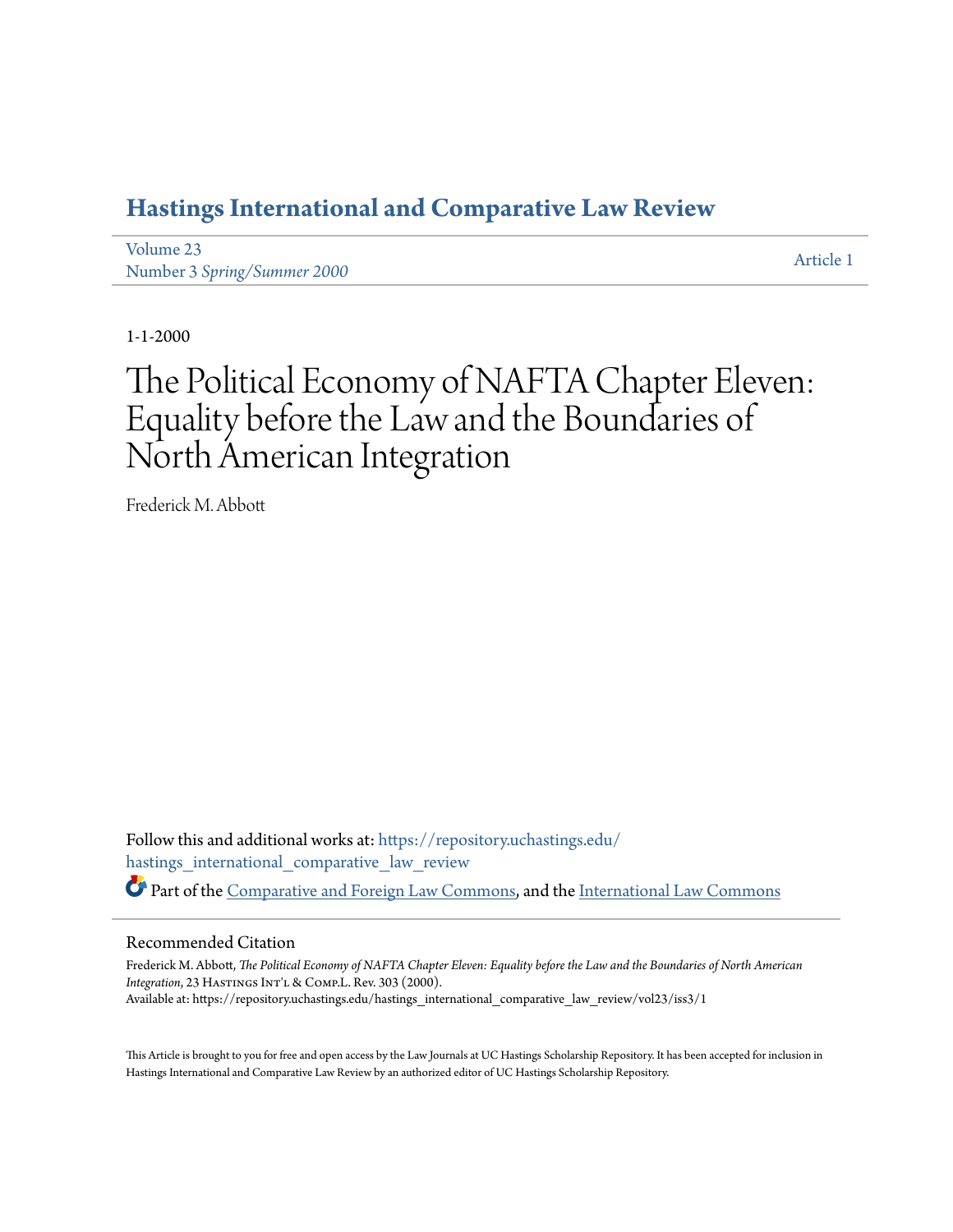# Hastings International and Comparative Law Review

Volume 23
Number 3 *Spring/Summer 2000*

Article 1

1-1-2000

# The Political Economy of NAFTA Chapter Eleven: Equality before the Law and the Boundaries of North American Integration

Frederick M. Abbott

Follow this and additional works at: https://repository.uchastings.edu/hastings_international_comparative_law_review

Part of the Comparative and Foreign Law Commons, and the International Law Commons

## Recommended Citation

Frederick M. Abbott, *The Political Economy of NAFTA Chapter Eleven: Equality before the Law and the Boundaries of North American Integration*, 23 Hastings Int'l & Comp.L. Rev. 303 (2000).
Available at: https://repository.uchastings.edu/hastings_international_comparative_law_review/vol23/iss3/1

This Article is brought to you for free and open access by the Law Journals at UC Hastings Scholarship Repository. It has been accepted for inclusion in Hastings International and Comparative Law Review by an authorized editor of UC Hastings Scholarship Repository.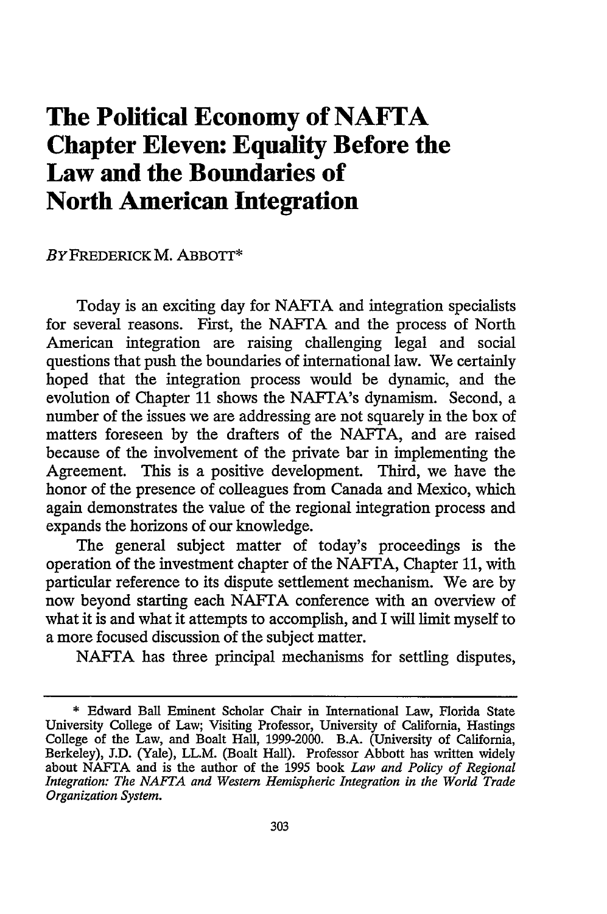# The Political Economy of NAFTA Chapter Eleven: Equality Before the Law and the Boundaries of North American Integration

*By* FREDERICK M. ABBOTT*

Today is an exciting day for NAFTA and integration specialists for several reasons. First, the NAFTA and the process of North American integration are raising challenging legal and social questions that push the boundaries of international law. We certainly hoped that the integration process would be dynamic, and the evolution of Chapter 11 shows the NAFTA's dynamism. Second, a number of the issues we are addressing are not squarely in the box of matters foreseen by the drafters of the NAFTA, and are raised because of the involvement of the private bar in implementing the Agreement. This is a positive development. Third, we have the honor of the presence of colleagues from Canada and Mexico, which again demonstrates the value of the regional integration process and expands the horizons of our knowledge.

The general subject matter of today's proceedings is the operation of the investment chapter of the NAFTA, Chapter 11, with particular reference to its dispute settlement mechanism. We are by now beyond starting each NAFTA conference with an overview of what it is and what it attempts to accomplish, and I will limit myself to a more focused discussion of the subject matter.

NAFTA has three principal mechanisms for settling disputes,

---

\* Edward Ball Eminent Scholar Chair in International Law, Florida State University College of Law; Visiting Professor, University of California, Hastings College of the Law, and Boalt Hall, 1999-2000. B.A. (University of California, Berkeley), J.D. (Yale), LL.M. (Boalt Hall). Professor Abbott has written widely about NAFTA and is the author of the 1995 book *Law and Policy of Regional Integration: The NAFTA and Western Hemispheric Integration in the World Trade Organization System.*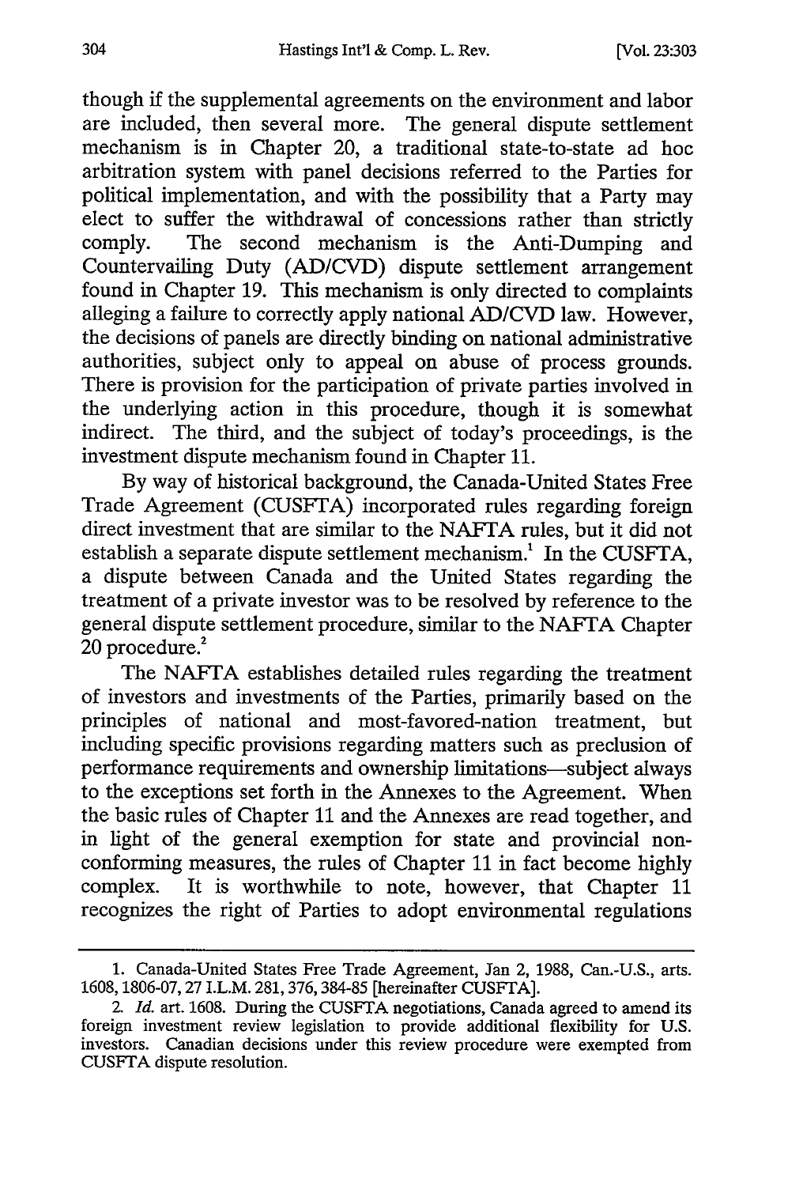though if the supplemental agreements on the environment and labor are included, then several more. The general dispute settlement mechanism is in Chapter 20, a traditional state-to-state ad hoc arbitration system with panel decisions referred to the Parties for political implementation, and with the possibility that a Party may elect to suffer the withdrawal of concessions rather than strictly comply. The second mechanism is the Anti-Dumping and Countervailing Duty (AD/CVD) dispute settlement arrangement found in Chapter 19. This mechanism is only directed to complaints alleging a failure to correctly apply national AD/CVD law. However, the decisions of panels are directly binding on national administrative authorities, subject only to appeal on abuse of process grounds. There is provision for the participation of private parties involved in the underlying action in this procedure, though it is somewhat indirect. The third, and the subject of today's proceedings, is the investment dispute mechanism found in Chapter 11.

By way of historical background, the Canada-United States Free Trade Agreement (CUSFTA) incorporated rules regarding foreign direct investment that are similar to the NAFTA rules, but it did not establish a separate dispute settlement mechanism.[1] In the CUSFTA, a dispute between Canada and the United States regarding the treatment of a private investor was to be resolved by reference to the general dispute settlement procedure, similar to the NAFTA Chapter 20 procedure.[2]

The NAFTA establishes detailed rules regarding the treatment of investors and investments of the Parties, primarily based on the principles of national and most-favored-nation treatment, but including specific provisions regarding matters such as preclusion of performance requirements and ownership limitations—subject always to the exceptions set forth in the Annexes to the Agreement. When the basic rules of Chapter 11 and the Annexes are read together, and in light of the general exemption for state and provincial non-conforming measures, the rules of Chapter 11 in fact become highly complex. It is worthwhile to note, however, that Chapter 11 recognizes the right of Parties to adopt environmental regulations

---

1. Canada-United States Free Trade Agreement, Jan 2, 1988, Can.-U.S., arts. 1608, 1806-07, 27 I.L.M. 281, 376, 384-85 [hereinafter CUSFTA].

2. *Id.* art. 1608. During the CUSFTA negotiations, Canada agreed to amend its foreign investment review legislation to provide additional flexibility for U.S. investors. Canadian decisions under this review procedure were exempted from CUSFTA dispute resolution.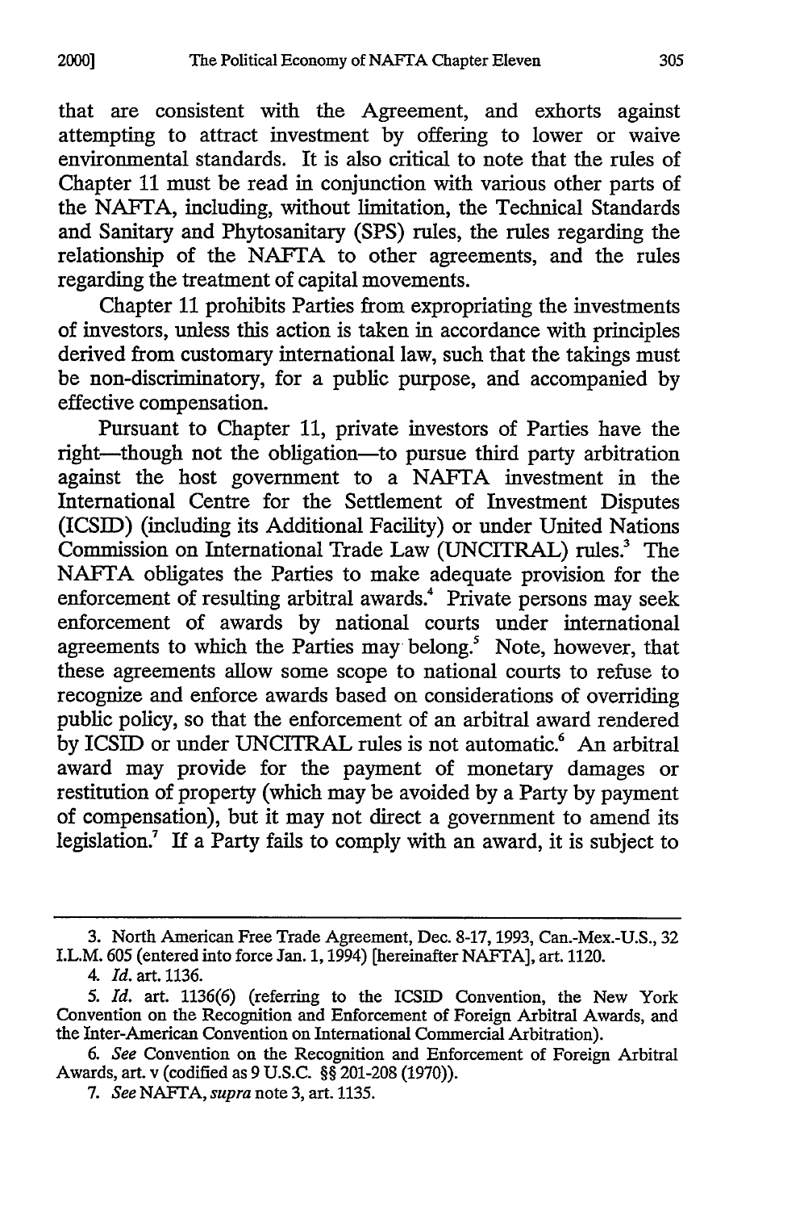that are consistent with the Agreement, and exhorts against attempting to attract investment by offering to lower or waive environmental standards. It is also critical to note that the rules of Chapter 11 must be read in conjunction with various other parts of the NAFTA, including, without limitation, the Technical Standards and Sanitary and Phytosanitary (SPS) rules, the rules regarding the relationship of the NAFTA to other agreements, and the rules regarding the treatment of capital movements.

Chapter 11 prohibits Parties from expropriating the investments of investors, unless this action is taken in accordance with principles derived from customary international law, such that the takings must be non-discriminatory, for a public purpose, and accompanied by effective compensation.

Pursuant to Chapter 11, private investors of Parties have the right—though not the obligation—to pursue third party arbitration against the host government to a NAFTA investment in the International Centre for the Settlement of Investment Disputes (ICSID) (including its Additional Facility) or under United Nations Commission on International Trade Law (UNCITRAL) rules.[3] The NAFTA obligates the Parties to make adequate provision for the enforcement of resulting arbitral awards.[4] Private persons may seek enforcement of awards by national courts under international agreements to which the Parties may belong.[5] Note, however, that these agreements allow some scope to national courts to refuse to recognize and enforce awards based on considerations of overriding public policy, so that the enforcement of an arbitral award rendered by ICSID or under UNCITRAL rules is not automatic.[6] An arbitral award may provide for the payment of monetary damages or restitution of property (which may be avoided by a Party by payment of compensation), but it may not direct a government to amend its legislation.[7] If a Party fails to comply with an award, it is subject to

---

3. North American Free Trade Agreement, Dec. 8-17, 1993, Can.-Mex.-U.S., 32 I.L.M. 605 (entered into force Jan. 1, 1994) [hereinafter NAFTA], art. 1120.

4. *Id.* art. 1136.

5. *Id.* art. 1136(6) (referring to the ICSID Convention, the New York Convention on the Recognition and Enforcement of Foreign Arbitral Awards, and the Inter-American Convention on International Commercial Arbitration).

6. *See* Convention on the Recognition and Enforcement of Foreign Arbitral Awards, art. v (codified as 9 U.S.C. §§ 201-208 (1970)).

7. *See* NAFTA, *supra* note 3, art. 1135.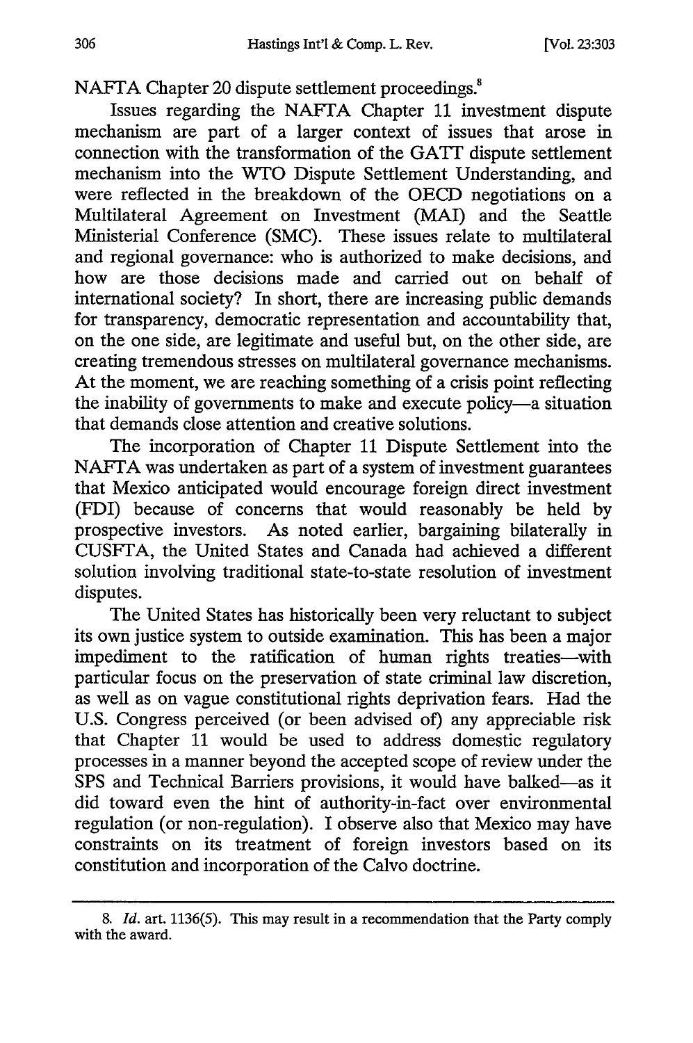NAFTA Chapter 20 dispute settlement proceedings.[8]

Issues regarding the NAFTA Chapter 11 investment dispute mechanism are part of a larger context of issues that arose in connection with the transformation of the GATT dispute settlement mechanism into the WTO Dispute Settlement Understanding, and were reflected in the breakdown of the OECD negotiations on a Multilateral Agreement on Investment (MAI) and the Seattle Ministerial Conference (SMC). These issues relate to multilateral and regional governance: who is authorized to make decisions, and how are those decisions made and carried out on behalf of international society? In short, there are increasing public demands for transparency, democratic representation and accountability that, on the one side, are legitimate and useful but, on the other side, are creating tremendous stresses on multilateral governance mechanisms. At the moment, we are reaching something of a crisis point reflecting the inability of governments to make and execute policy—a situation that demands close attention and creative solutions.

The incorporation of Chapter 11 Dispute Settlement into the NAFTA was undertaken as part of a system of investment guarantees that Mexico anticipated would encourage foreign direct investment (FDI) because of concerns that would reasonably be held by prospective investors. As noted earlier, bargaining bilaterally in CUSFTA, the United States and Canada had achieved a different solution involving traditional state-to-state resolution of investment disputes.

The United States has historically been very reluctant to subject its own justice system to outside examination. This has been a major impediment to the ratification of human rights treaties—with particular focus on the preservation of state criminal law discretion, as well as on vague constitutional rights deprivation fears. Had the U.S. Congress perceived (or been advised of) any appreciable risk that Chapter 11 would be used to address domestic regulatory processes in a manner beyond the accepted scope of review under the SPS and Technical Barriers provisions, it would have balked—as it did toward even the hint of authority-in-fact over environmental regulation (or non-regulation). I observe also that Mexico may have constraints on its treatment of foreign investors based on its constitution and incorporation of the Calvo doctrine.

---

8. *Id.* art. 1136(5). This may result in a recommendation that the Party comply with the award.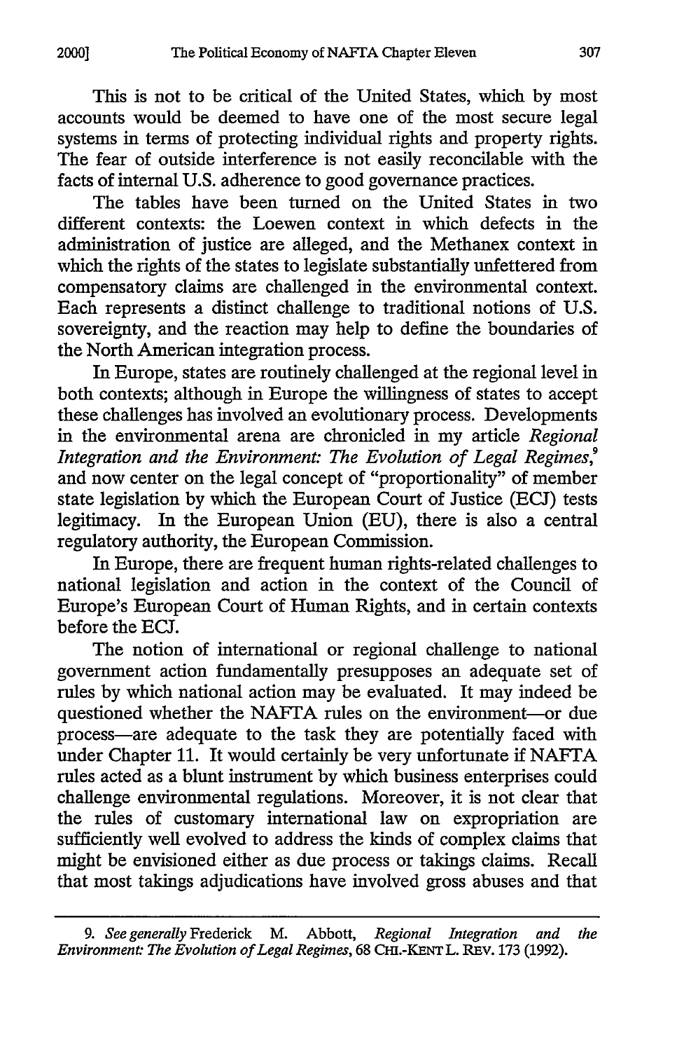This is not to be critical of the United States, which by most accounts would be deemed to have one of the most secure legal systems in terms of protecting individual rights and property rights. The fear of outside interference is not easily reconcilable with the facts of internal U.S. adherence to good governance practices.

The tables have been turned on the United States in two different contexts: the Loewen context in which defects in the administration of justice are alleged, and the Methanex context in which the rights of the states to legislate substantially unfettered from compensatory claims are challenged in the environmental context. Each represents a distinct challenge to traditional notions of U.S. sovereignty, and the reaction may help to define the boundaries of the North American integration process.

In Europe, states are routinely challenged at the regional level in both contexts; although in Europe the willingness of states to accept these challenges has involved an evolutionary process. Developments in the environmental arena are chronicled in my article *Regional Integration and the Environment: The Evolution of Legal Regimes*,[9] and now center on the legal concept of "proportionality" of member state legislation by which the European Court of Justice (ECJ) tests legitimacy. In the European Union (EU), there is also a central regulatory authority, the European Commission.

In Europe, there are frequent human rights-related challenges to national legislation and action in the context of the Council of Europe's European Court of Human Rights, and in certain contexts before the ECJ.

The notion of international or regional challenge to national government action fundamentally presupposes an adequate set of rules by which national action may be evaluated. It may indeed be questioned whether the NAFTA rules on the environment—or due process—are adequate to the task they are potentially faced with under Chapter 11. It would certainly be very unfortunate if NAFTA rules acted as a blunt instrument by which business enterprises could challenge environmental regulations. Moreover, it is not clear that the rules of customary international law on expropriation are sufficiently well evolved to address the kinds of complex claims that might be envisioned either as due process or takings claims. Recall that most takings adjudications have involved gross abuses and that

---

9. *See generally* Frederick M. Abbott, *Regional Integration and the Environment: The Evolution of Legal Regimes*, 68 CHI.-KENT L. REV. 173 (1992).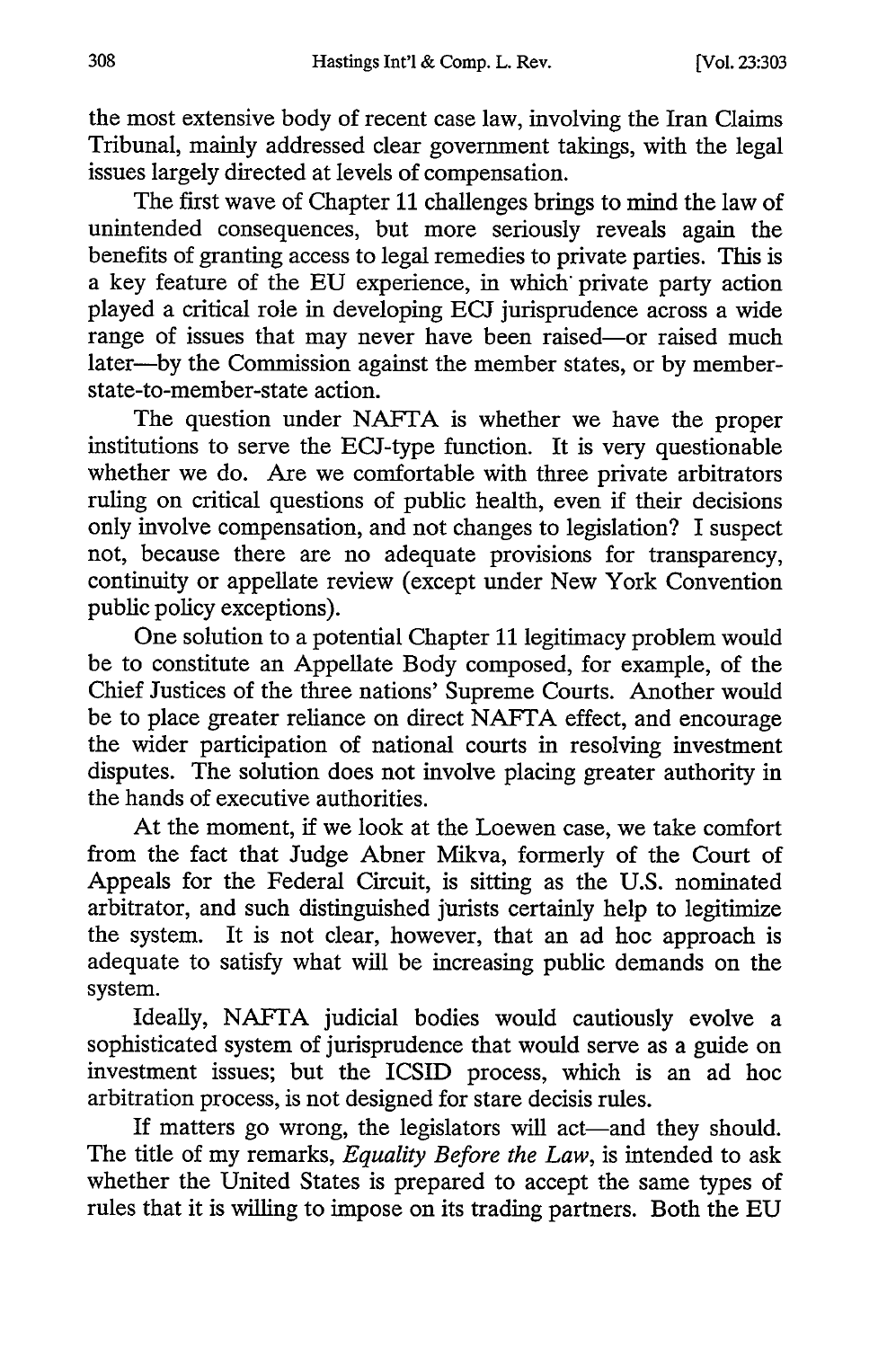the most extensive body of recent case law, involving the Iran Claims Tribunal, mainly addressed clear government takings, with the legal issues largely directed at levels of compensation.

The first wave of Chapter 11 challenges brings to mind the law of unintended consequences, but more seriously reveals again the benefits of granting access to legal remedies to private parties. This is a key feature of the EU experience, in which private party action played a critical role in developing ECJ jurisprudence across a wide range of issues that may never have been raised—or raised much later—by the Commission against the member states, or by member-state-to-member-state action.

The question under NAFTA is whether we have the proper institutions to serve the ECJ-type function. It is very questionable whether we do. Are we comfortable with three private arbitrators ruling on critical questions of public health, even if their decisions only involve compensation, and not changes to legislation? I suspect not, because there are no adequate provisions for transparency, continuity or appellate review (except under New York Convention public policy exceptions).

One solution to a potential Chapter 11 legitimacy problem would be to constitute an Appellate Body composed, for example, of the Chief Justices of the three nations' Supreme Courts. Another would be to place greater reliance on direct NAFTA effect, and encourage the wider participation of national courts in resolving investment disputes. The solution does not involve placing greater authority in the hands of executive authorities.

At the moment, if we look at the Loewen case, we take comfort from the fact that Judge Abner Mikva, formerly of the Court of Appeals for the Federal Circuit, is sitting as the U.S. nominated arbitrator, and such distinguished jurists certainly help to legitimize the system. It is not clear, however, that an ad hoc approach is adequate to satisfy what will be increasing public demands on the system.

Ideally, NAFTA judicial bodies would cautiously evolve a sophisticated system of jurisprudence that would serve as a guide on investment issues; but the ICSID process, which is an ad hoc arbitration process, is not designed for stare decisis rules.

If matters go wrong, the legislators will act—and they should. The title of my remarks, *Equality Before the Law*, is intended to ask whether the United States is prepared to accept the same types of rules that it is willing to impose on its trading partners. Both the EU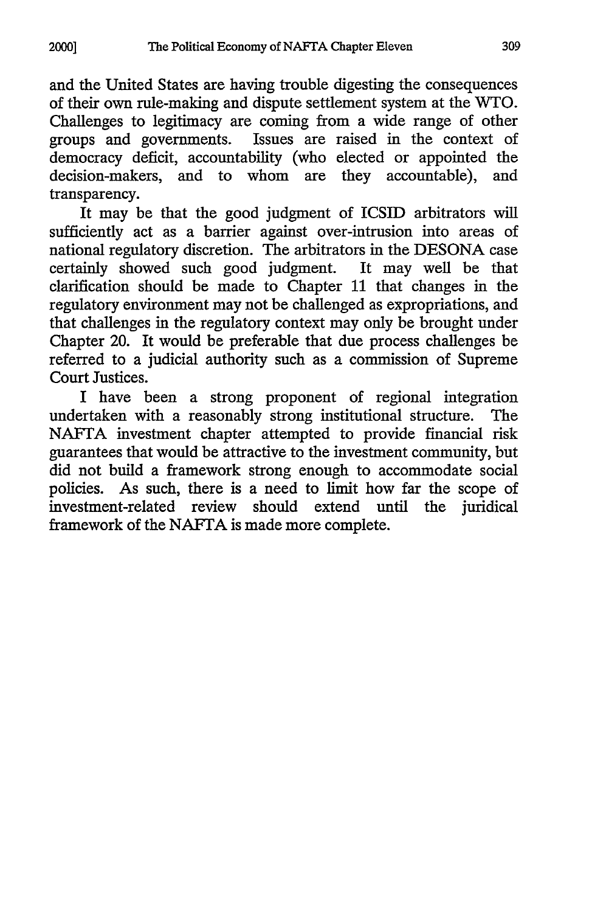and the United States are having trouble digesting the consequences of their own rule-making and dispute settlement system at the WTO. Challenges to legitimacy are coming from a wide range of other groups and governments. Issues are raised in the context of democracy deficit, accountability (who elected or appointed the decision-makers, and to whom are they accountable), and transparency.

It may be that the good judgment of ICSID arbitrators will sufficiently act as a barrier against over-intrusion into areas of national regulatory discretion. The arbitrators in the DESONA case certainly showed such good judgment. It may well be that clarification should be made to Chapter 11 that changes in the regulatory environment may not be challenged as expropriations, and that challenges in the regulatory context may only be brought under Chapter 20. It would be preferable that due process challenges be referred to a judicial authority such as a commission of Supreme Court Justices.

I have been a strong proponent of regional integration undertaken with a reasonably strong institutional structure. The NAFTA investment chapter attempted to provide financial risk guarantees that would be attractive to the investment community, but did not build a framework strong enough to accommodate social policies. As such, there is a need to limit how far the scope of investment-related review should extend until the juridical framework of the NAFTA is made more complete.